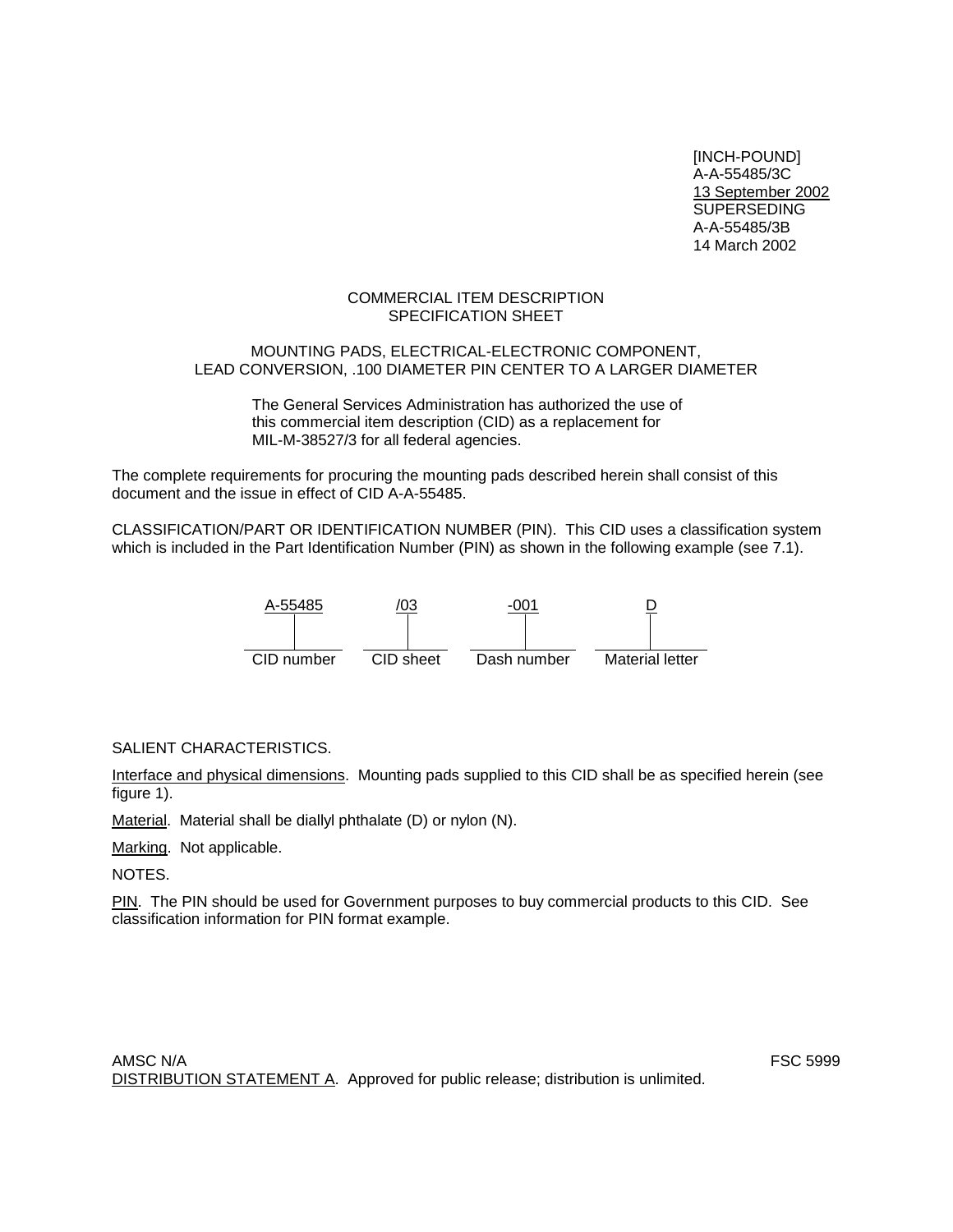[INCH-POUND]
A-A-55485/3C
13 September 2002
SUPERSEDING
A-A-55485/3B
14 March 2002

# COMMERCIAL ITEM DESCRIPTION
# SPECIFICATION SHEET

## MOUNTING PADS, ELECTRICAL-ELECTRONIC COMPONENT, LEAD CONVERSION, .100 DIAMETER PIN CENTER TO A LARGER DIAMETER

The General Services Administration has authorized the use of this commercial item description (CID) as a replacement for MIL-M-38527/3 for all federal agencies.

The complete requirements for procuring the mounting pads described herein shall consist of this document and the issue in effect of CID A-A-55485.

CLASSIFICATION/PART OR IDENTIFICATION NUMBER (PIN). This CID uses a classification system which is included in the Part Identification Number (PIN) as shown in the following example (see 7.1).

| A-55485 | /03 | -001 | D |
|---|---|---|---|
| CID number | CID sheet | Dash number | Material letter |

SALIENT CHARACTERISTICS.

Interface and physical dimensions. Mounting pads supplied to this CID shall be as specified herein (see figure 1).

Material. Material shall be diallyl phthalate (D) or nylon (N).

Marking. Not applicable.

NOTES.

PIN. The PIN should be used for Government purposes to buy commercial products to this CID. See classification information for PIN format example.

AMSC N/A FSC 5999

DISTRIBUTION STATEMENT A. Approved for public release; distribution is unlimited.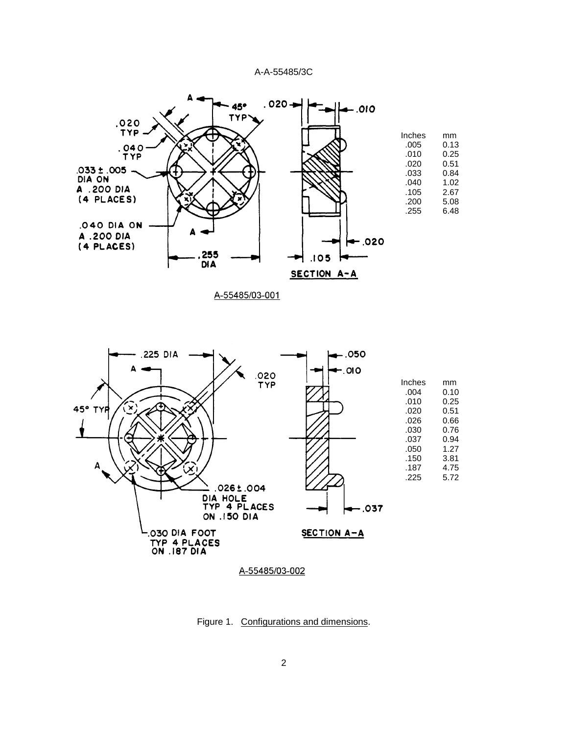| Inches | mm |
|---|---|
| .005 | 0.13 |
| .010 | 0.25 |
| .020 | 0.51 |
| .033 | 0.84 |
| .040 | 1.02 |
| .105 | 2.67 |
| .200 | 5.08 |
| .255 | 6.48 |

A-55485/03-001

| Inches | mm |
|---|---|
| .004 | 0.10 |
| .010 | 0.25 |
| .020 | 0.51 |
| .026 | 0.66 |
| .030 | 0.76 |
| .037 | 0.94 |
| .050 | 1.27 |
| .150 | 3.81 |
| .187 | 4.75 |
| .225 | 5.72 |

A-55485/03-002

Figure 1. Configurations and dimensions.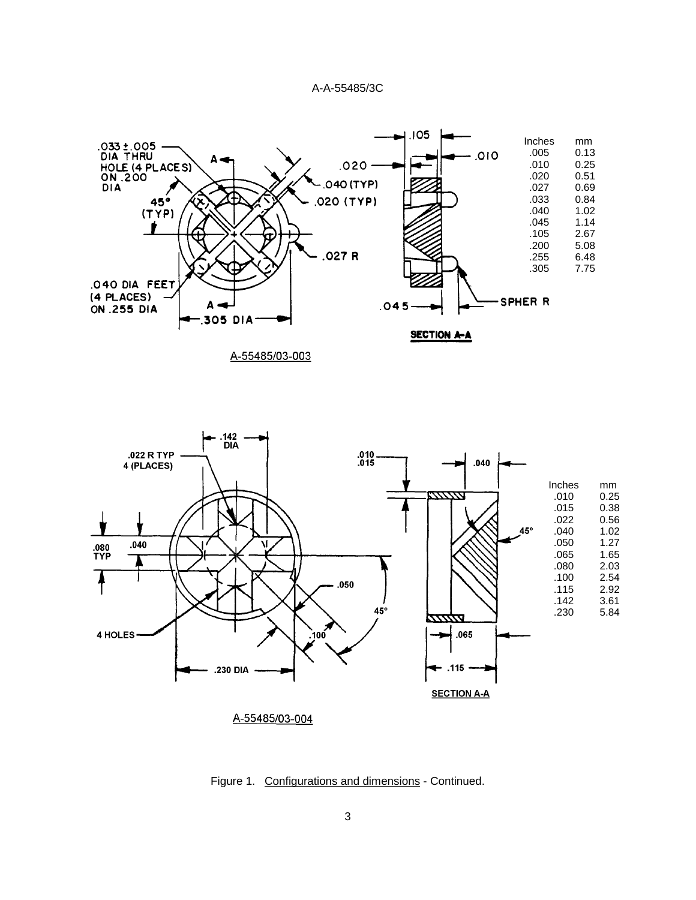| Inches | mm |
| --- | --- |
| .005 | 0.13 |
| .010 | 0.25 |
| .020 | 0.51 |
| .027 | 0.69 |
| .033 | 0.84 |
| .040 | 1.02 |
| .045 | 1.14 |
| .105 | 2.67 |
| .200 | 5.08 |
| .255 | 6.48 |
| .305 | 7.75 |

A-55485/03-003

| Inches | mm |
| --- | --- |
| .010 | 0.25 |
| .015 | 0.38 |
| .022 | 0.56 |
| .040 | 1.02 |
| .050 | 1.27 |
| .065 | 1.65 |
| .080 | 2.03 |
| .100 | 2.54 |
| .115 | 2.92 |
| .142 | 3.61 |
| .230 | 5.84 |

A-55485/03-004

Figure 1. Configurations and dimensions - Continued.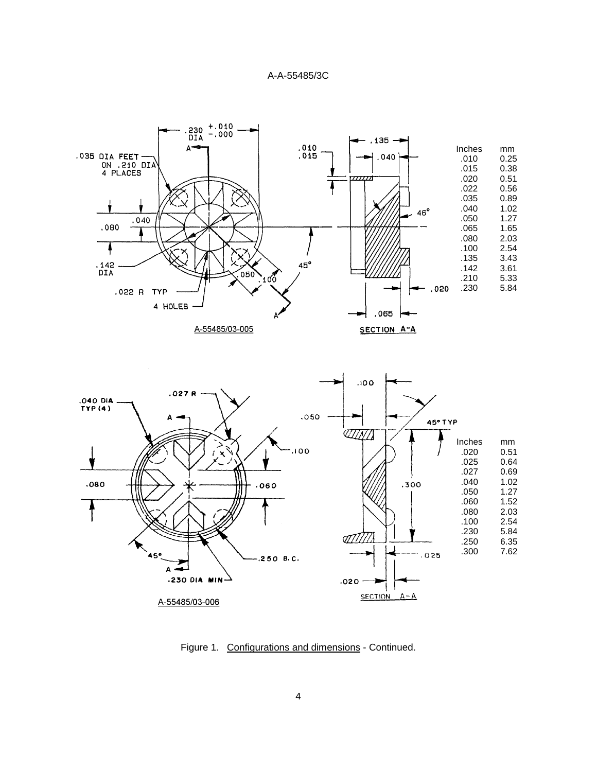A-55485/03-005

SECTION A-A

| Inches | mm |
| --- | --- |
| .010 | 0.25 |
| .015 | 0.38 |
| .020 | 0.51 |
| .022 | 0.56 |
| .035 | 0.89 |
| .040 | 1.02 |
| .050 | 1.27 |
| .065 | 1.65 |
| .080 | 2.03 |
| .100 | 2.54 |
| .135 | 3.43 |
| .142 | 3.61 |
| .210 | 5.33 |
| .230 | 5.84 |

A-55485/03-006

SECTION A-A

| Inches | mm |
| --- | --- |
| .020 | 0.51 |
| .025 | 0.64 |
| .027 | 0.69 |
| .040 | 1.02 |
| .050 | 1.27 |
| .060 | 1.52 |
| .080 | 2.03 |
| .100 | 2.54 |
| .230 | 5.84 |
| .250 | 6.35 |
| .300 | 7.62 |

Figure 1. Configurations and dimensions - Continued.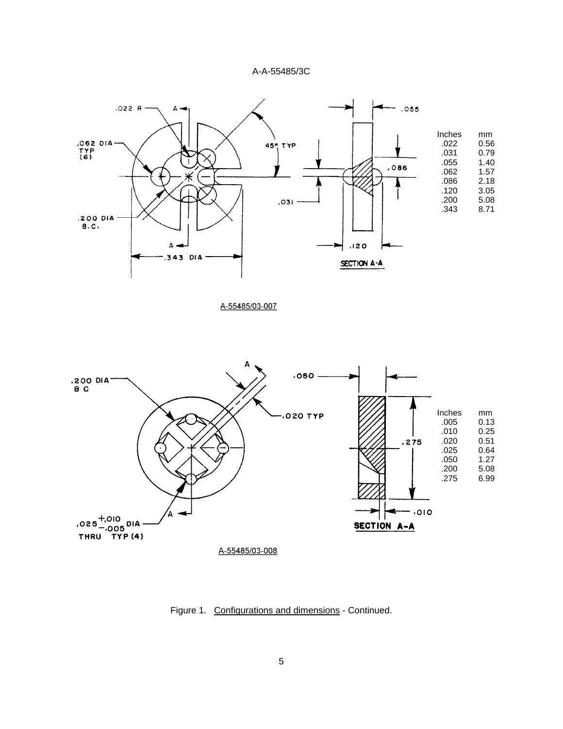| Inches | mm |
| --- | --- |
| .022 | 0.56 |
| .031 | 0.79 |
| .055 | 1.40 |
| .062 | 1.57 |
| .086 | 2.18 |
| .120 | 3.05 |
| .200 | 5.08 |
| .343 | 8.71 |

A-55485/03-007

| Inches | mm |
| --- | --- |
| .005 | 0.13 |
| .010 | 0.25 |
| .020 | 0.51 |
| .025 | 0.64 |
| .050 | 1.27 |
| .200 | 5.08 |
| .275 | 6.99 |

A-55485/03-008

Figure 1. Configurations and dimensions - Continued.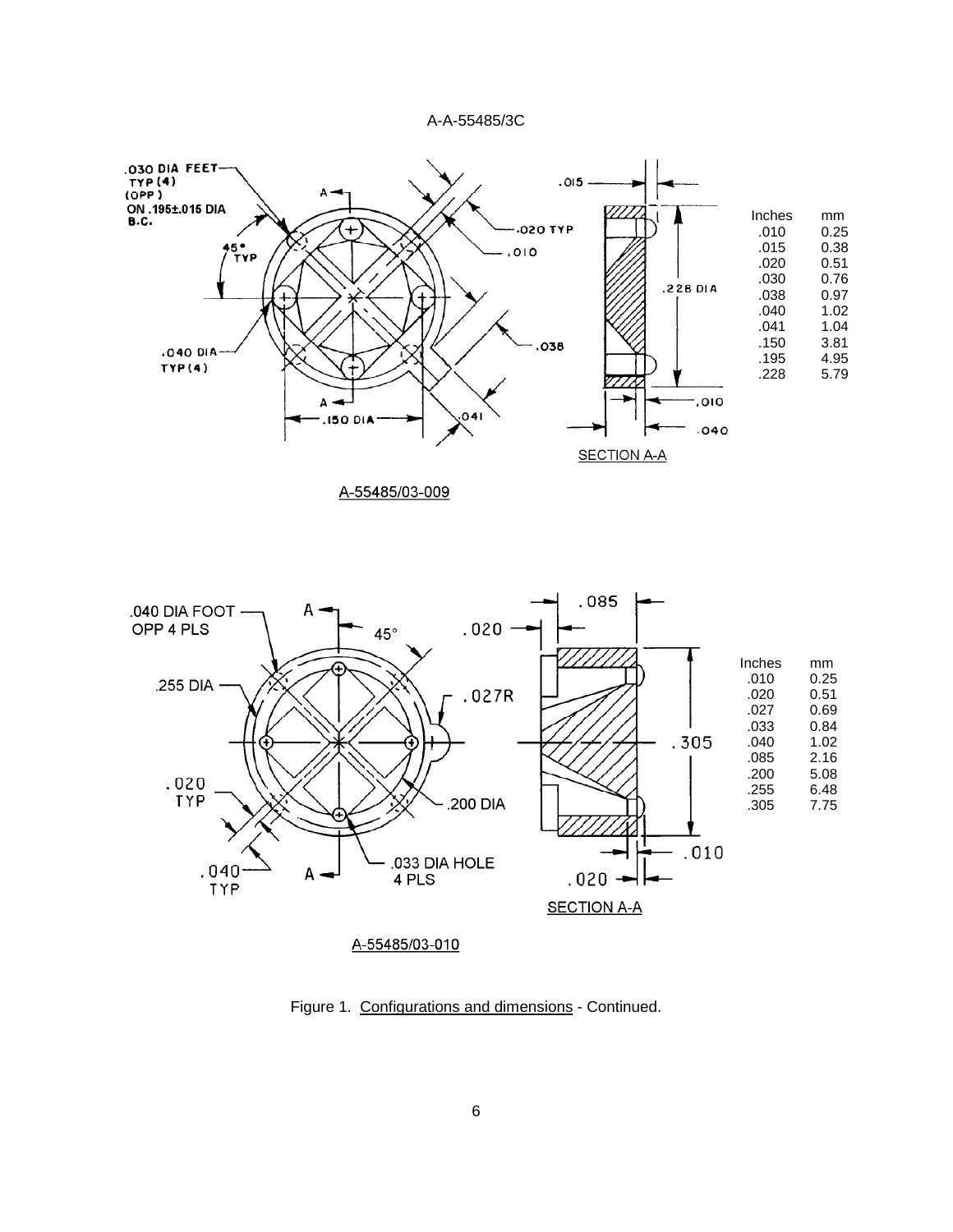| Inches | mm |
| --- | --- |
| .010 | 0.25 |
| .015 | 0.38 |
| .020 | 0.51 |
| .030 | 0.76 |
| .038 | 0.97 |
| .040 | 1.02 |
| .041 | 1.04 |
| .150 | 3.81 |
| .195 | 4.95 |
| .228 | 5.79 |

A-55485/03-009

| Inches | mm |
| --- | --- |
| .010 | 0.25 |
| .020 | 0.51 |
| .027 | 0.69 |
| .033 | 0.84 |
| .040 | 1.02 |
| .085 | 2.16 |
| .200 | 5.08 |
| .255 | 6.48 |
| .305 | 7.75 |

A-55485/03-010

Figure 1. Configurations and dimensions - Continued.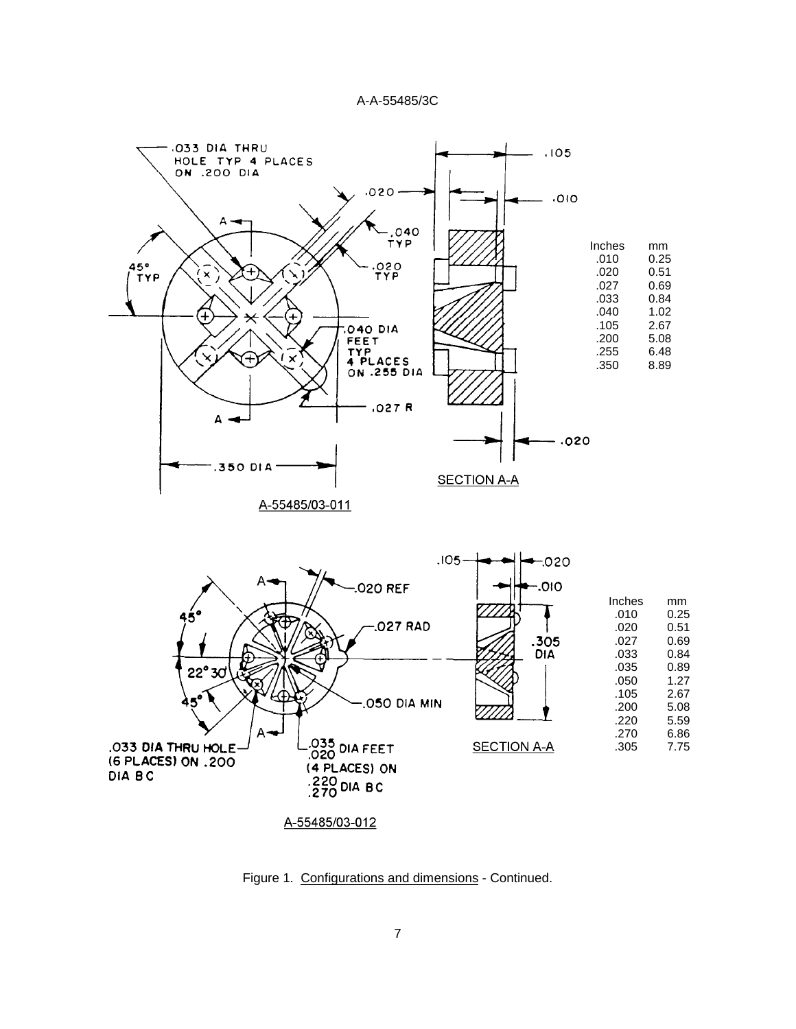.033 DIA THRU HOLE TYP 4 PLACES ON .200 DIA

.105

.020

.010

A

.040 TYP

45° TYP

.020 TYP

.040 DIA FEET TYP 4 PLACES ON .255 DIA

.027 R

A

.020

.350 DIA

SECTION A-A

| Inches | mm |
|---|---|
| .010 | 0.25 |
| .020 | 0.51 |
| .027 | 0.69 |
| .033 | 0.84 |
| .040 | 1.02 |
| .105 | 2.67 |
| .200 | 5.08 |
| .255 | 6.48 |
| .350 | 8.89 |

A-55485/03-011

.105

.020

.010

A

.020 REF

45°

.027 RAD

.305 DIA

22°30'

45°

.050 DIA MIN

A

.033 DIA THRU HOLE (6 PLACES) ON .200 DIA BC

.035/.020 DIA FEET (4 PLACES) ON .220/.270 DIA BC

SECTION A-A

| Inches | mm |
|---|---|
| .010 | 0.25 |
| .020 | 0.51 |
| .027 | 0.69 |
| .033 | 0.84 |
| .035 | 0.89 |
| .050 | 1.27 |
| .105 | 2.67 |
| .200 | 5.08 |
| .220 | 5.59 |
| .270 | 6.86 |
| .305 | 7.75 |

A-55485/03-012

Figure 1. Configurations and dimensions - Continued.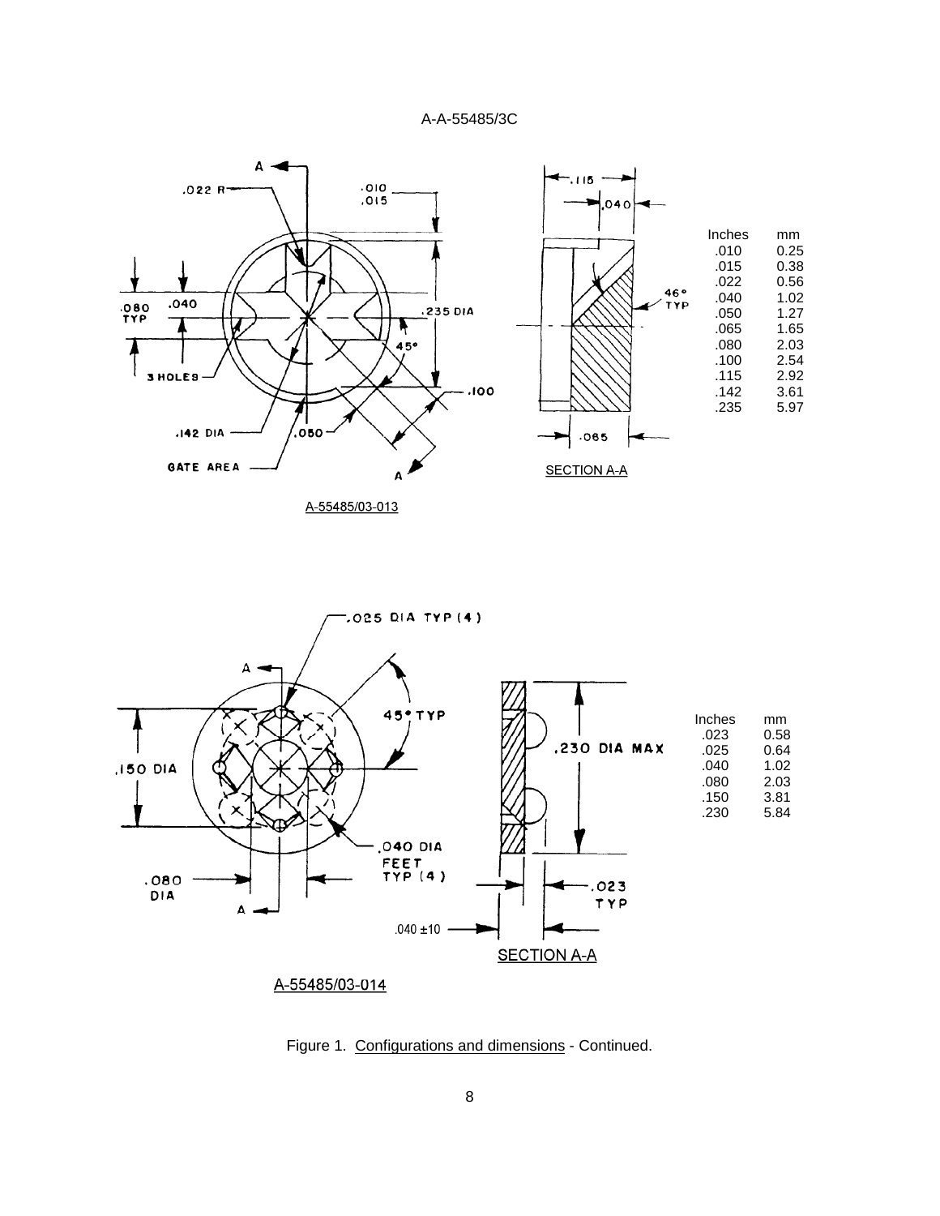| Inches | mm |
|---|---|
| .010 | 0.25 |
| .015 | 0.38 |
| .022 | 0.56 |
| .040 | 1.02 |
| .050 | 1.27 |
| .065 | 1.65 |
| .080 | 2.03 |
| .100 | 2.54 |
| .115 | 2.92 |
| .142 | 3.61 |
| .235 | 5.97 |

A-55485/03-013

| Inches | mm |
|---|---|
| .023 | 0.58 |
| .025 | 0.64 |
| .040 | 1.02 |
| .080 | 2.03 |
| .150 | 3.81 |
| .230 | 5.84 |

A-55485/03-014

Figure 1. Configurations and dimensions - Continued.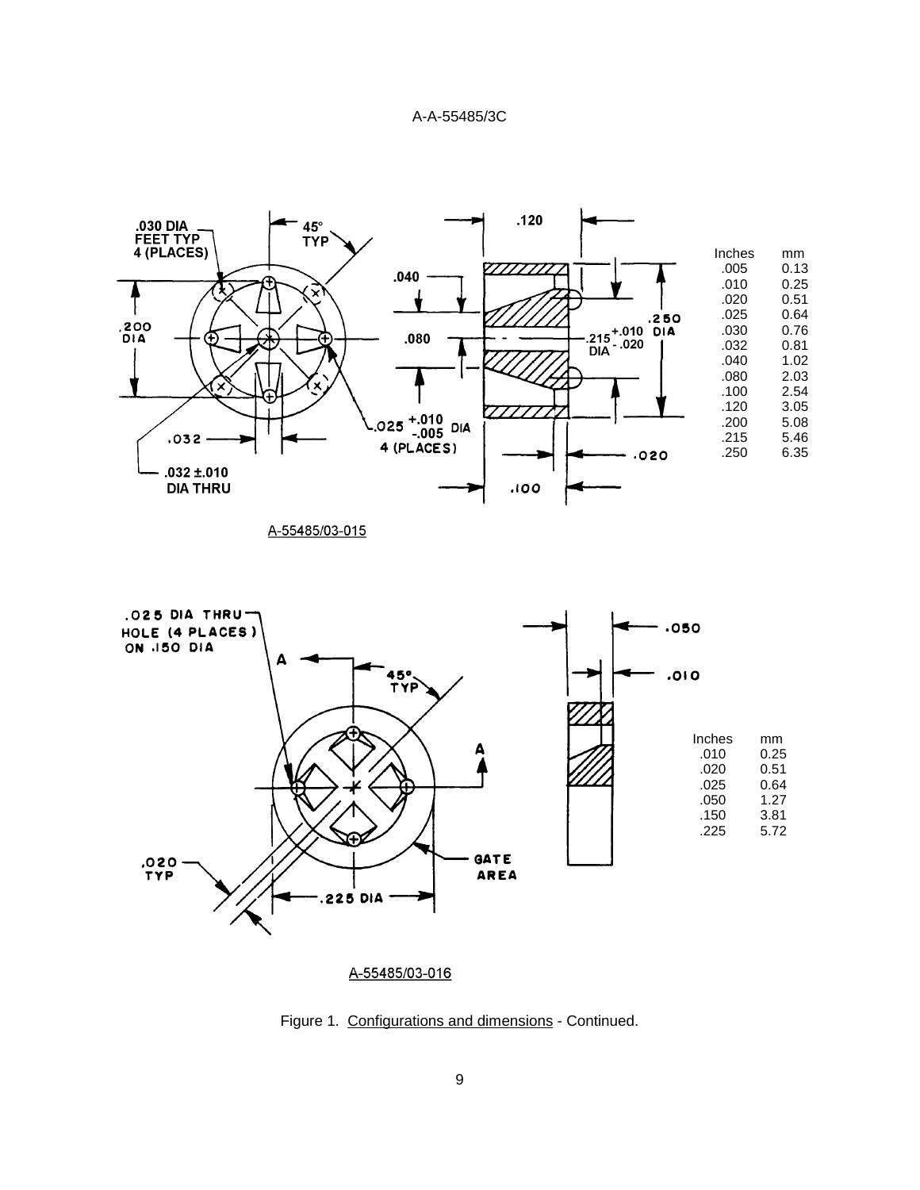.030 DIA FEET TYP 4 (PLACES)

45° TYP

.200 DIA

.032

.032 ±.010 DIA THRU

.025 +.010 −.005 DIA 4 (PLACES)

.120

.040

.080

.215 +.010 −.020 DIA

.250 DIA

.020

.100

| Inches | mm |
|---|---|
| .005 | 0.13 |
| .010 | 0.25 |
| .020 | 0.51 |
| .025 | 0.64 |
| .030 | 0.76 |
| .032 | 0.81 |
| .040 | 1.02 |
| .080 | 2.03 |
| .100 | 2.54 |
| .120 | 3.05 |
| .200 | 5.08 |
| .215 | 5.46 |
| .250 | 6.35 |

A-55485/03-015

.025 DIA THRU HOLE (4 PLACES) ON .150 DIA

A

45° TYP

A

.020 TYP

.225 DIA

GATE AREA

.050

.010

| Inches | mm |
|---|---|
| .010 | 0.25 |
| .020 | 0.51 |
| .025 | 0.64 |
| .050 | 1.27 |
| .150 | 3.81 |
| .225 | 5.72 |

A-55485/03-016

Figure 1. Configurations and dimensions - Continued.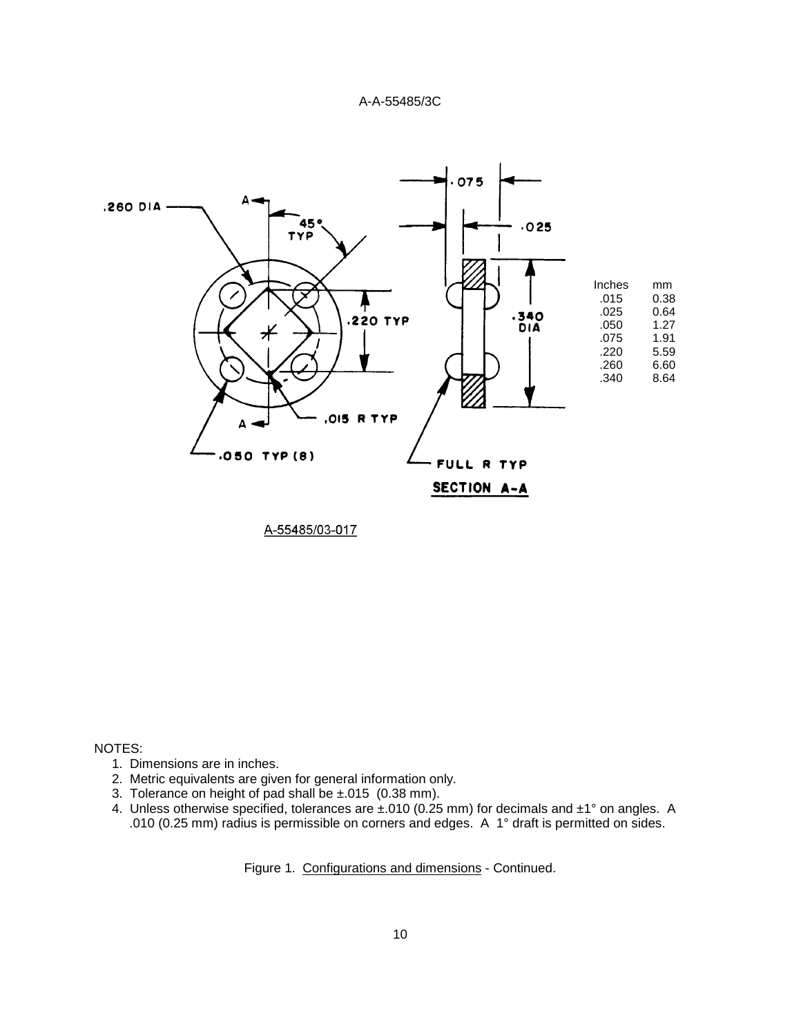| Inches | mm |
| --- | --- |
| .015 | 0.38 |
| .025 | 0.64 |
| .050 | 1.27 |
| .075 | 1.91 |
| .220 | 5.59 |
| .260 | 6.60 |
| .340 | 8.64 |

A-55485/03-017

NOTES:

1. Dimensions are in inches.
2. Metric equivalents are given for general information only.
3. Tolerance on height of pad shall be ±.015 (0.38 mm).
4. Unless otherwise specified, tolerances are ±.010 (0.25 mm) for decimals and ±1° on angles. A .010 (0.25 mm) radius is permissible on corners and edges. A 1° draft is permitted on sides.

Figure 1. Configurations and dimensions - Continued.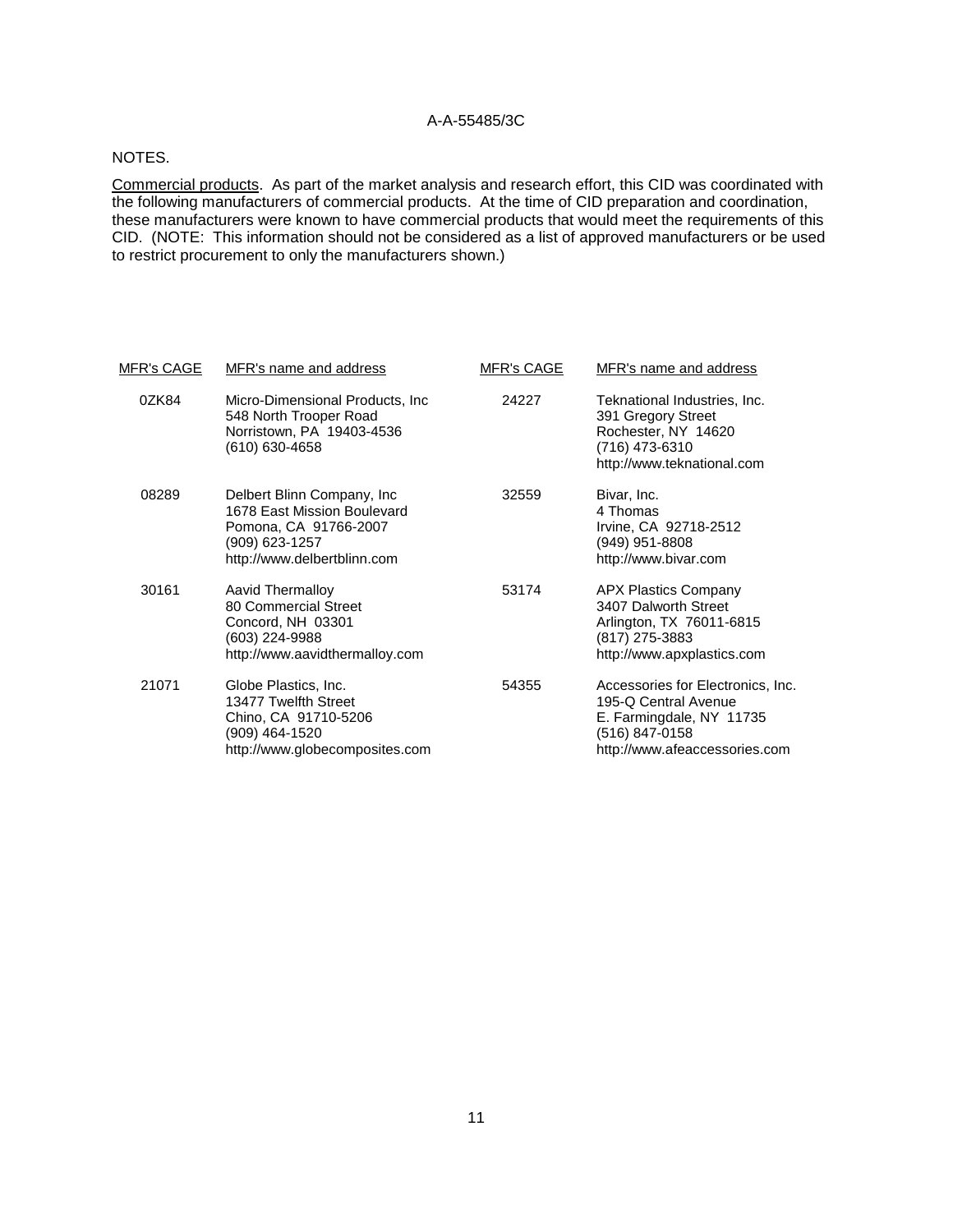NOTES.

Commercial products. As part of the market analysis and research effort, this CID was coordinated with the following manufacturers of commercial products. At the time of CID preparation and coordination, these manufacturers were known to have commercial products that would meet the requirements of this CID. (NOTE: This information should not be considered as a list of approved manufacturers or be used to restrict procurement to only the manufacturers shown.)

| MFR's CAGE | MFR's name and address | MFR's CAGE | MFR's name and address |
|---|---|---|---|
| 0ZK84 | Micro-Dimensional Products, Inc<br>548 North Trooper Road<br>Norristown, PA 19403-4536<br>(610) 630-4658 | 24227 | Teknational Industries, Inc.<br>391 Gregory Street<br>Rochester, NY 14620<br>(716) 473-6310<br>http://www.teknational.com |
| 08289 | Delbert Blinn Company, Inc<br>1678 East Mission Boulevard<br>Pomona, CA 91766-2007<br>(909) 623-1257<br>http://www.delbertblinn.com | 32559 | Bivar, Inc.<br>4 Thomas<br>Irvine, CA 92718-2512<br>(949) 951-8808<br>http://www.bivar.com |
| 30161 | Aavid Thermalloy<br>80 Commercial Street<br>Concord, NH 03301<br>(603) 224-9988<br>http://www.aavidthermalloy.com | 53174 | APX Plastics Company<br>3407 Dalworth Street<br>Arlington, TX 76011-6815<br>(817) 275-3883<br>http://www.apxplastics.com |
| 21071 | Globe Plastics, Inc.<br>13477 Twelfth Street<br>Chino, CA 91710-5206<br>(909) 464-1520<br>http://www.globecomposites.com | 54355 | Accessories for Electronics, Inc.<br>195-Q Central Avenue<br>E. Farmingdale, NY 11735<br>(516) 847-0158<br>http://www.afeaccessories.com |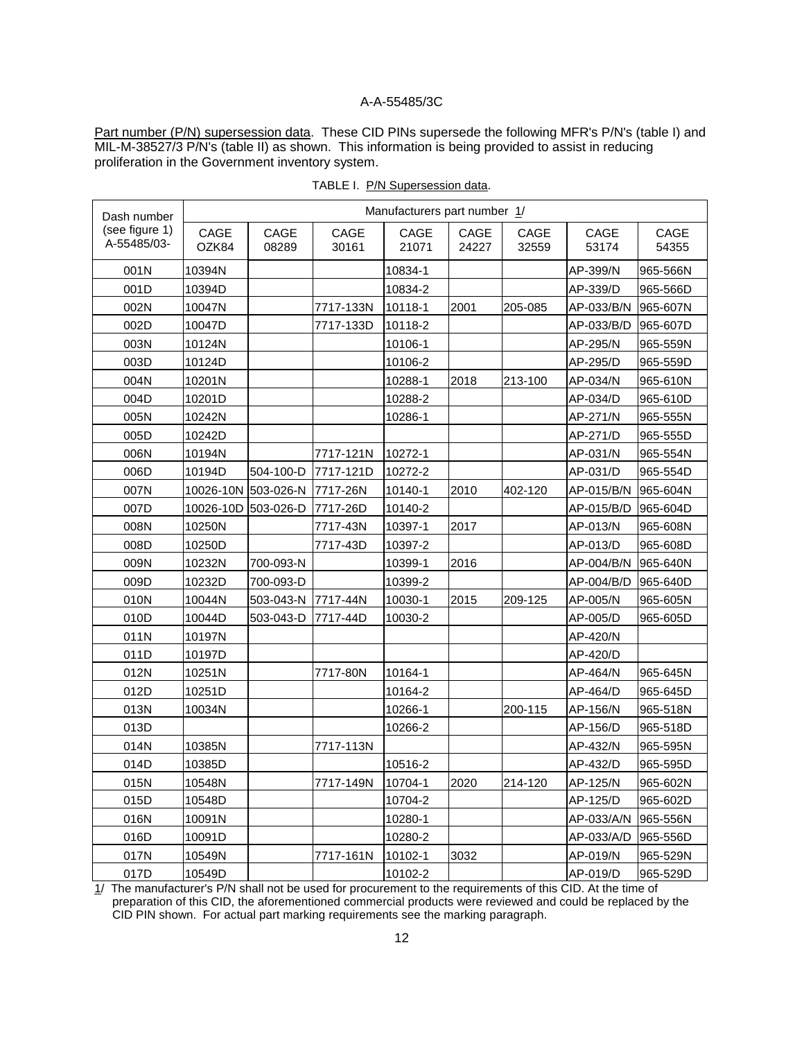Part number (P/N) supersession data. These CID PINs supersede the following MFR's P/N's (table I) and MIL-M-38527/3 P/N's (table II) as shown. This information is being provided to assist in reducing proliferation in the Government inventory system.

TABLE I. P/N Supersession data.

| Dash number (see figure 1) A-55485/03- | Manufacturers part number 1/ | | | | | | | |
|---|---|---|---|---|---|---|---|---|
| | CAGE OZK84 | CAGE 08289 | CAGE 30161 | CAGE 21071 | CAGE 24227 | CAGE 32559 | CAGE 53174 | CAGE 54355 |
| 001N | 10394N | | | 10834-1 | | | AP-399/N | 965-566N |
| 001D | 10394D | | | 10834-2 | | | AP-339/D | 965-566D |
| 002N | 10047N | | 7717-133N | 10118-1 | 2001 | 205-085 | AP-033/B/N | 965-607N |
| 002D | 10047D | | 7717-133D | 10118-2 | | | AP-033/B/D | 965-607D |
| 003N | 10124N | | | 10106-1 | | | AP-295/N | 965-559N |
| 003D | 10124D | | | 10106-2 | | | AP-295/D | 965-559D |
| 004N | 10201N | | | 10288-1 | 2018 | 213-100 | AP-034/N | 965-610N |
| 004D | 10201D | | | 10288-2 | | | AP-034/D | 965-610D |
| 005N | 10242N | | | 10286-1 | | | AP-271/N | 965-555N |
| 005D | 10242D | | | | | | AP-271/D | 965-555D |
| 006N | 10194N | | 7717-121N | 10272-1 | | | AP-031/N | 965-554N |
| 006D | 10194D | 504-100-D | 7717-121D | 10272-2 | | | AP-031/D | 965-554D |
| 007N | 10026-10N | 503-026-N | 7717-26N | 10140-1 | 2010 | 402-120 | AP-015/B/N | 965-604N |
| 007D | 10026-10D | 503-026-D | 7717-26D | 10140-2 | | | AP-015/B/D | 965-604D |
| 008N | 10250N | | 7717-43N | 10397-1 | 2017 | | AP-013/N | 965-608N |
| 008D | 10250D | | 7717-43D | 10397-2 | | | AP-013/D | 965-608D |
| 009N | 10232N | 700-093-N | | 10399-1 | 2016 | | AP-004/B/N | 965-640N |
| 009D | 10232D | 700-093-D | | 10399-2 | | | AP-004/B/D | 965-640D |
| 010N | 10044N | 503-043-N | 7717-44N | 10030-1 | 2015 | 209-125 | AP-005/N | 965-605N |
| 010D | 10044D | 503-043-D | 7717-44D | 10030-2 | | | AP-005/D | 965-605D |
| 011N | 10197N | | | | | | AP-420/N | |
| 011D | 10197D | | | | | | AP-420/D | |
| 012N | 10251N | | 7717-80N | 10164-1 | | | AP-464/N | 965-645N |
| 012D | 10251D | | | 10164-2 | | | AP-464/D | 965-645D |
| 013N | 10034N | | | 10266-1 | | 200-115 | AP-156/N | 965-518N |
| 013D | | | | 10266-2 | | | AP-156/D | 965-518D |
| 014N | 10385N | | 7717-113N | | | | AP-432/N | 965-595N |
| 014D | 10385D | | | 10516-2 | | | AP-432/D | 965-595D |
| 015N | 10548N | | 7717-149N | 10704-1 | 2020 | 214-120 | AP-125/N | 965-602N |
| 015D | 10548D | | | 10704-2 | | | AP-125/D | 965-602D |
| 016N | 10091N | | | 10280-1 | | | AP-033/A/N | 965-556N |
| 016D | 10091D | | | 10280-2 | | | AP-033/A/D | 965-556D |
| 017N | 10549N | | 7717-161N | 10102-1 | 3032 | | AP-019/N | 965-529N |
| 017D | 10549D | | | 10102-2 | | | AP-019/D | 965-529D |

1/ The manufacturer's P/N shall not be used for procurement to the requirements of this CID. At the time of preparation of this CID, the aforementioned commercial products were reviewed and could be replaced by the CID PIN shown. For actual part marking requirements see the marking paragraph.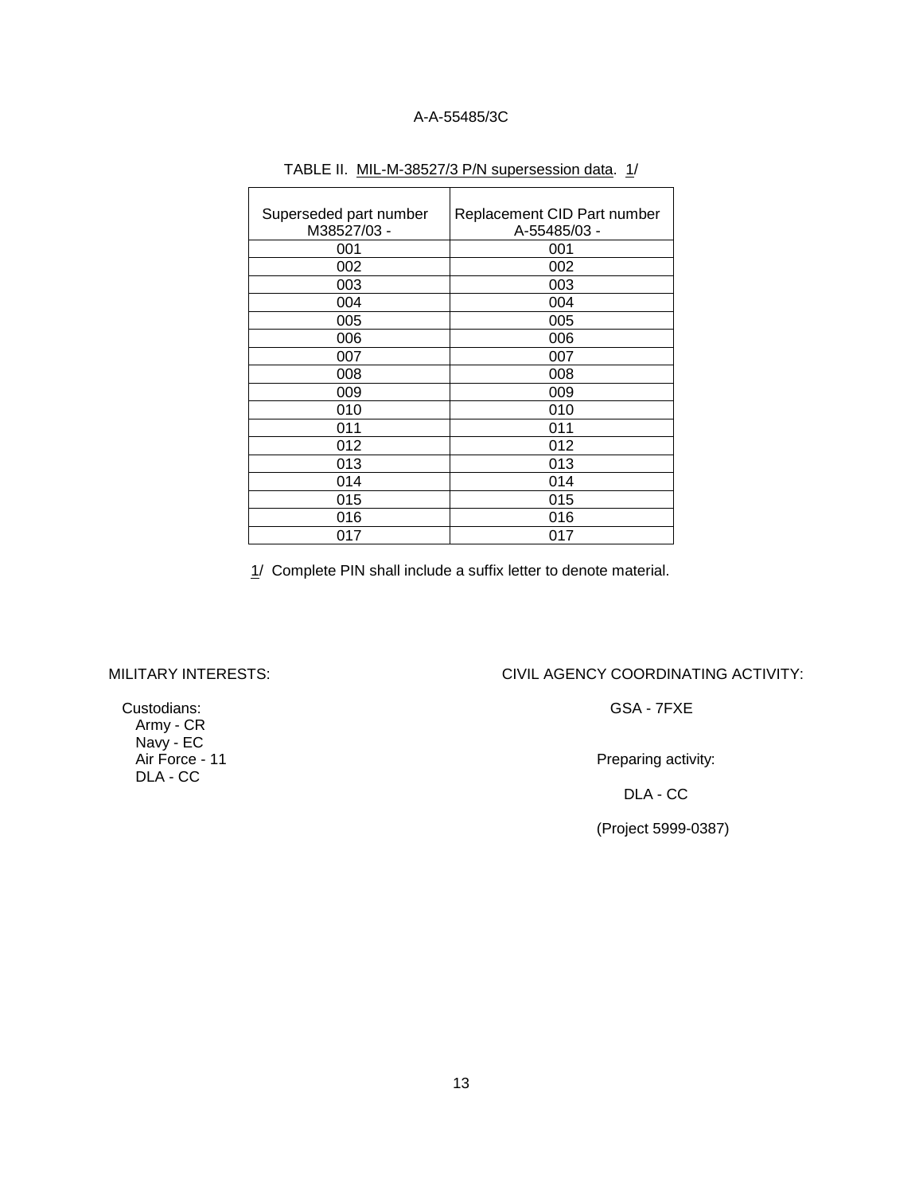TABLE II. MIL-M-38527/3 P/N supersession data. 1/

| Superseded part number M38527/03 - | Replacement CID Part number A-55485/03 - |
|---|---|
| 001 | 001 |
| 002 | 002 |
| 003 | 003 |
| 004 | 004 |
| 005 | 005 |
| 006 | 006 |
| 007 | 007 |
| 008 | 008 |
| 009 | 009 |
| 010 | 010 |
| 011 | 011 |
| 012 | 012 |
| 013 | 013 |
| 014 | 014 |
| 015 | 015 |
| 016 | 016 |
| 017 | 017 |

1/ Complete PIN shall include a suffix letter to denote material.

MILITARY INTERESTS:

Custodians:
Army - CR
Navy - EC
Air Force - 11
DLA - CC

CIVIL AGENCY COORDINATING ACTIVITY:

GSA - 7FXE

Preparing activity:

DLA - CC

(Project 5999-0387)